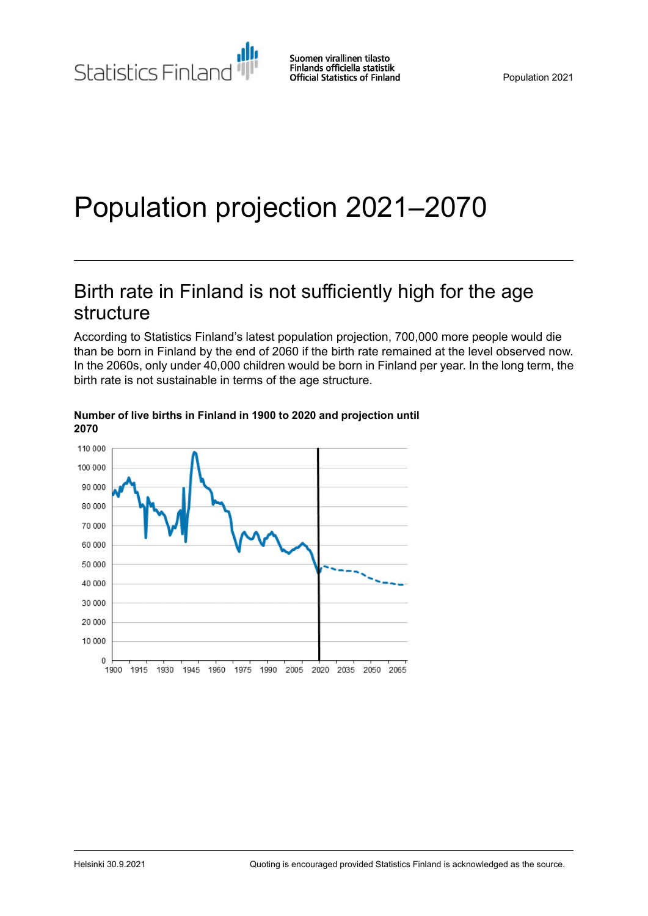Statistics Finland

Suomen virallinen tilasto
Finlands officiella statistik
Official Statistics of Finland

Population 2021

# Population projection 2021–2070

## Birth rate in Finland is not sufficiently high for the age structure

According to Statistics Finland's latest population projection, 700,000 more people would die than be born in Finland by the end of 2060 if the birth rate remained at the level observed now. In the 2060s, only under 40,000 children would be born in Finland per year. In the long term, the birth rate is not sustainable in terms of the age structure.

**Number of live births in Finland in 1900 to 2020 and projection until 2070**

Helsinki 30.9.2021

Quoting is encouraged provided Statistics Finland is acknowledged as the source.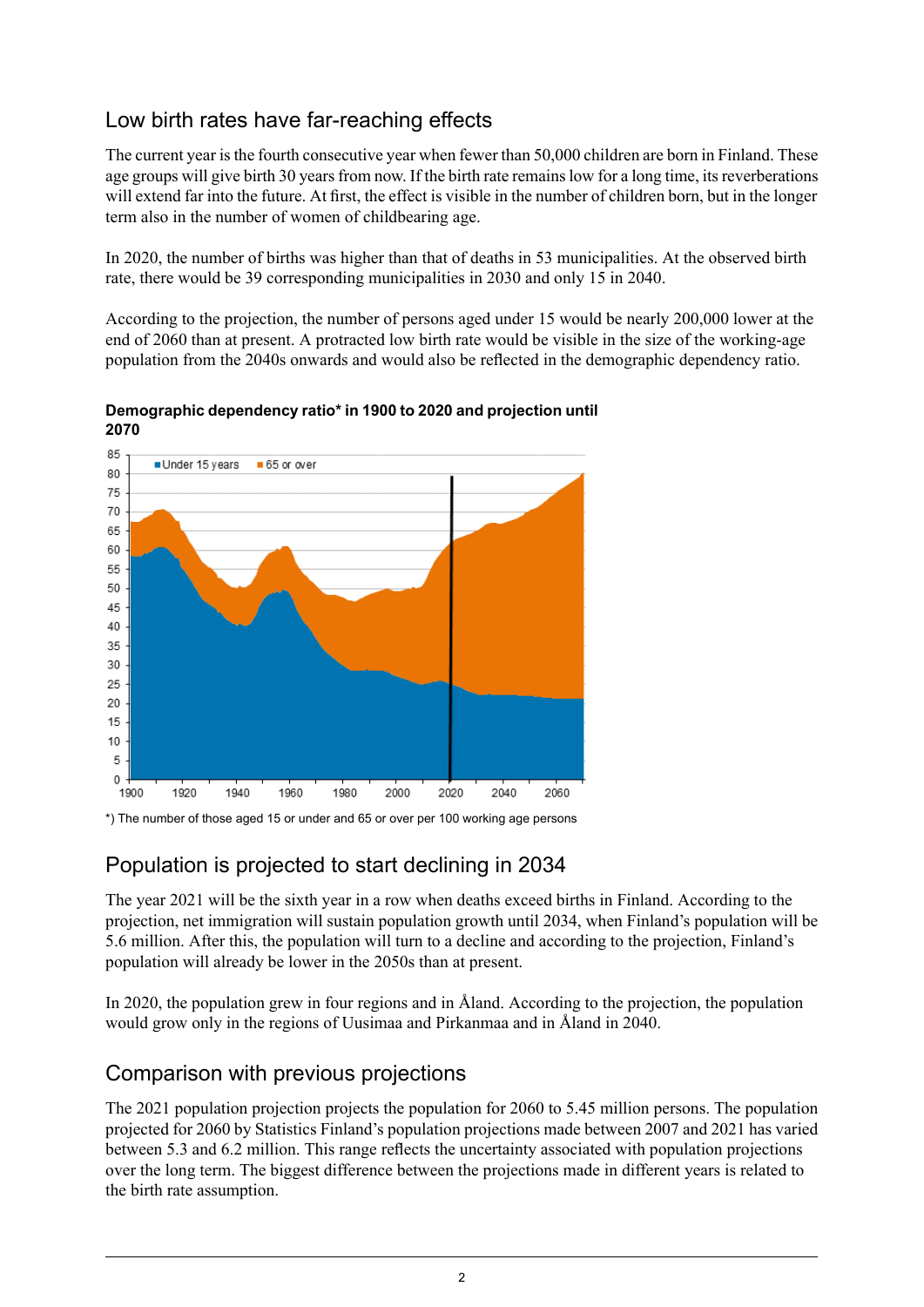## Low birth rates have far-reaching effects

The current year is the fourth consecutive year when fewer than 50,000 children are born in Finland. These age groups will give birth 30 years from now. If the birth rate remains low for a long time, its reverberations will extend far into the future. At first, the effect is visible in the number of children born, but in the longer term also in the number of women of childbearing age.

In 2020, the number of births was higher than that of deaths in 53 municipalities. At the observed birth rate, there would be 39 corresponding municipalities in 2030 and only 15 in 2040.

According to the projection, the number of persons aged under 15 would be nearly 200,000 lower at the end of 2060 than at present. A protracted low birth rate would be visible in the size of the working-age population from the 2040s onwards and would also be reflected in the demographic dependency ratio.

**Demographic dependency ratio* in 1900 to 2020 and projection until 2070**

*) The number of those aged 15 or under and 65 or over per 100 working age persons

## Population is projected to start declining in 2034

The year 2021 will be the sixth year in a row when deaths exceed births in Finland. According to the projection, net immigration will sustain population growth until 2034, when Finland's population will be 5.6 million. After this, the population will turn to a decline and according to the projection, Finland's population will already be lower in the 2050s than at present.

In 2020, the population grew in four regions and in Åland. According to the projection, the population would grow only in the regions of Uusimaa and Pirkanmaa and in Åland in 2040.

## Comparison with previous projections

The 2021 population projection projects the population for 2060 to 5.45 million persons. The population projected for 2060 by Statistics Finland's population projections made between 2007 and 2021 has varied between 5.3 and 6.2 million. This range reflects the uncertainty associated with population projections over the long term. The biggest difference between the projections made in different years is related to the birth rate assumption.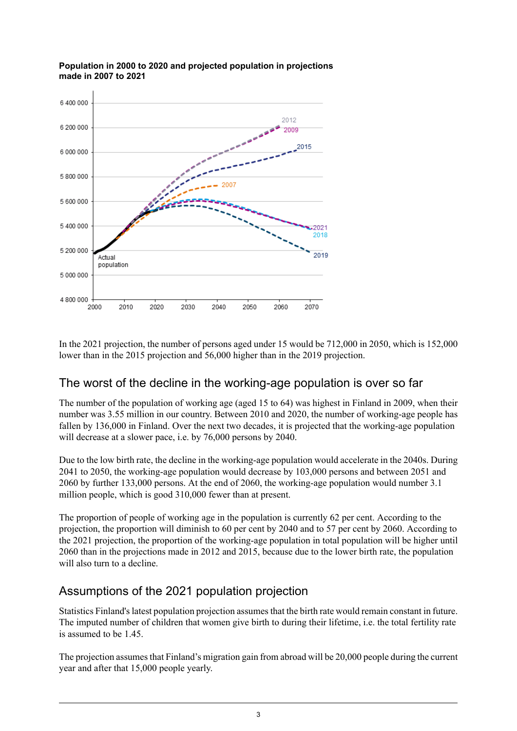**Population in 2000 to 2020 and projected population in projections made in 2007 to 2021**

In the 2021 projection, the number of persons aged under 15 would be 712,000 in 2050, which is 152,000 lower than in the 2015 projection and 56,000 higher than in the 2019 projection.

## The worst of the decline in the working-age population is over so far

The number of the population of working age (aged 15 to 64) was highest in Finland in 2009, when their number was 3.55 million in our country. Between 2010 and 2020, the number of working-age people has fallen by 136,000 in Finland. Over the next two decades, it is projected that the working-age population will decrease at a slower pace, i.e. by 76,000 persons by 2040.

Due to the low birth rate, the decline in the working-age population would accelerate in the 2040s. During 2041 to 2050, the working-age population would decrease by 103,000 persons and between 2051 and 2060 by further 133,000 persons. At the end of 2060, the working-age population would number 3.1 million people, which is good 310,000 fewer than at present.

The proportion of people of working age in the population is currently 62 per cent. According to the projection, the proportion will diminish to 60 per cent by 2040 and to 57 per cent by 2060. According to the 2021 projection, the proportion of the working-age population in total population will be higher until 2060 than in the projections made in 2012 and 2015, because due to the lower birth rate, the population will also turn to a decline.

## Assumptions of the 2021 population projection

Statistics Finland's latest population projection assumes that the birth rate would remain constant in future. The imputed number of children that women give birth to during their lifetime, i.e. the total fertility rate is assumed to be 1.45.

The projection assumes that Finland's migration gain from abroad will be 20,000 people during the current year and after that 15,000 people yearly.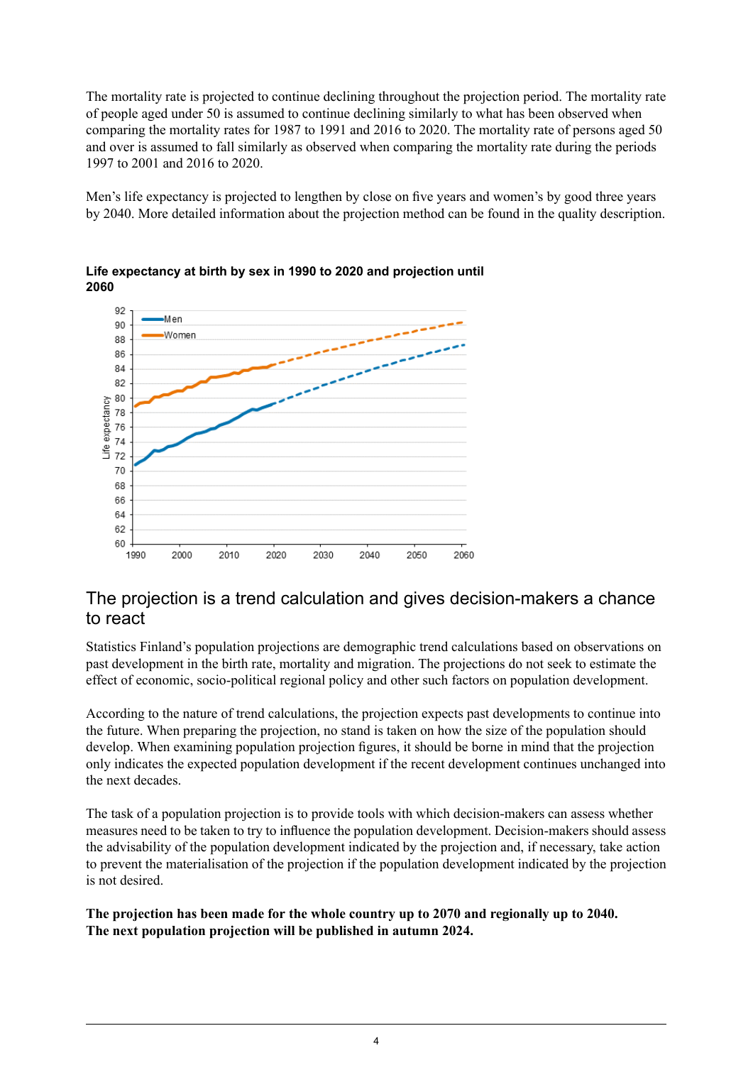The mortality rate is projected to continue declining throughout the projection period. The mortality rate of people aged under 50 is assumed to continue declining similarly to what has been observed when comparing the mortality rates for 1987 to 1991 and 2016 to 2020. The mortality rate of persons aged 50 and over is assumed to fall similarly as observed when comparing the mortality rate during the periods 1997 to 2001 and 2016 to 2020.

Men's life expectancy is projected to lengthen by close on five years and women's by good three years by 2040. More detailed information about the projection method can be found in the quality description.

**Life expectancy at birth by sex in 1990 to 2020 and projection until 2060**

## The projection is a trend calculation and gives decision-makers a chance to react

Statistics Finland's population projections are demographic trend calculations based on observations on past development in the birth rate, mortality and migration. The projections do not seek to estimate the effect of economic, socio-political regional policy and other such factors on population development.

According to the nature of trend calculations, the projection expects past developments to continue into the future. When preparing the projection, no stand is taken on how the size of the population should develop. When examining population projection figures, it should be borne in mind that the projection only indicates the expected population development if the recent development continues unchanged into the next decades.

The task of a population projection is to provide tools with which decision-makers can assess whether measures need to be taken to try to influence the population development. Decision-makers should assess the advisability of the population development indicated by the projection and, if necessary, take action to prevent the materialisation of the projection if the population development indicated by the projection is not desired.

**The projection has been made for the whole country up to 2070 and regionally up to 2040. The next population projection will be published in autumn 2024.**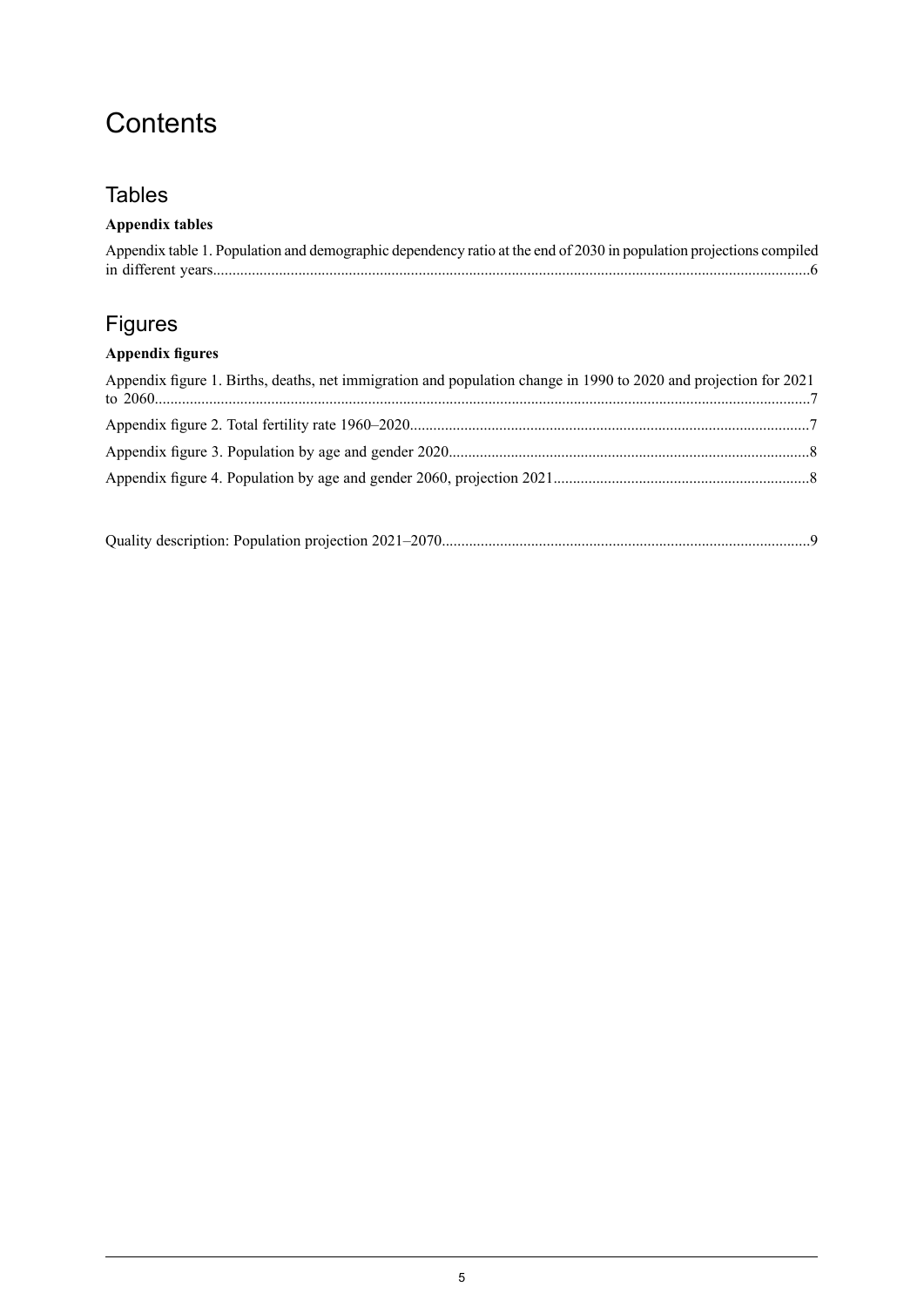# Contents

## Tables

### Appendix tables

Appendix table 1. Population and demographic dependency ratio at the end of 2030 in population projections compiled in different years......6

## Figures

### Appendix figures

Appendix figure 1. Births, deaths, net immigration and population change in 1990 to 2020 and projection for 2021 to 2060......7

Appendix figure 2. Total fertility rate 1960–2020......7

Appendix figure 3. Population by age and gender 2020......8

Appendix figure 4. Population by age and gender 2060, projection 2021......8

Quality description: Population projection 2021–2070......9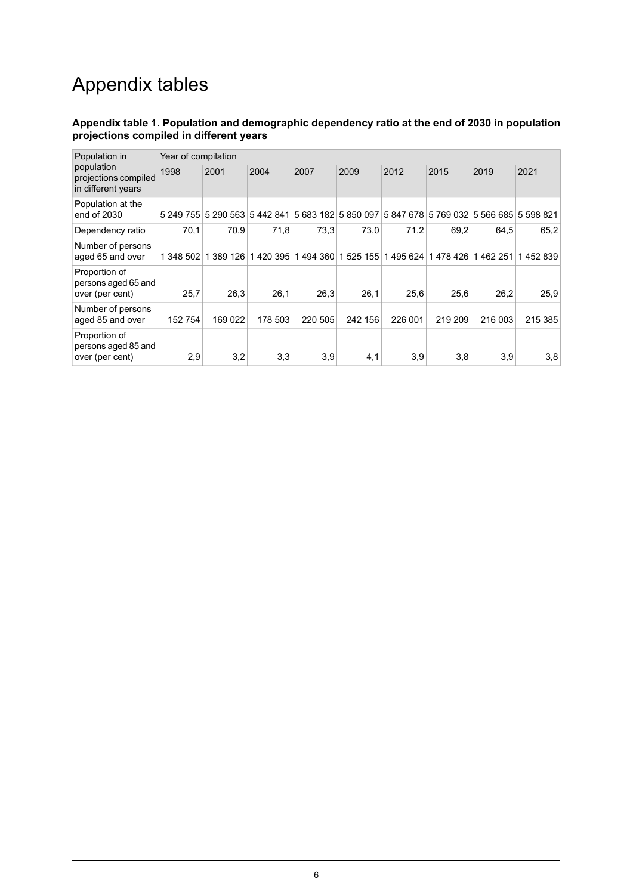# Appendix tables

**Appendix table 1. Population and demographic dependency ratio at the end of 2030 in population projections compiled in different years**

| Population in population projections compiled in different years | Year of compilation | | | | | | | | |
|---|---|---|---|---|---|---|---|---|---|
| | 1998 | 2001 | 2004 | 2007 | 2009 | 2012 | 2015 | 2019 | 2021 |
| Population at the end of 2030 | 5 249 755 | 5 290 563 | 5 442 841 | 5 683 182 | 5 850 097 | 5 847 678 | 5 769 032 | 5 566 685 | 5 598 821 |
| Dependency ratio | 70,1 | 70,9 | 71,8 | 73,3 | 73,0 | 71,2 | 69,2 | 64,5 | 65,2 |
| Number of persons aged 65 and over | 1 348 502 | 1 389 126 | 1 420 395 | 1 494 360 | 1 525 155 | 1 495 624 | 1 478 426 | 1 462 251 | 1 452 839 |
| Proportion of persons aged 65 and over (per cent) | 25,7 | 26,3 | 26,1 | 26,3 | 26,1 | 25,6 | 25,6 | 26,2 | 25,9 |
| Number of persons aged 85 and over | 152 754 | 169 022 | 178 503 | 220 505 | 242 156 | 226 001 | 219 209 | 216 003 | 215 385 |
| Proportion of persons aged 85 and over (per cent) | 2,9 | 3,2 | 3,3 | 3,9 | 4,1 | 3,9 | 3,8 | 3,9 | 3,8 |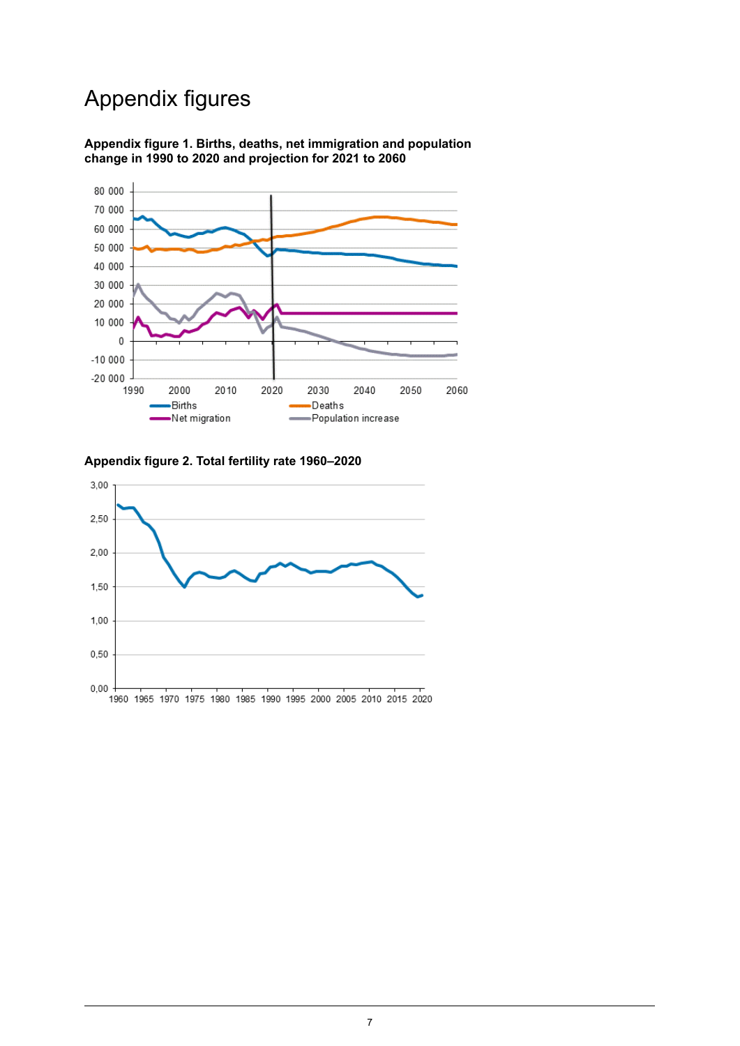# Appendix figures

**Appendix figure 1. Births, deaths, net immigration and population change in 1990 to 2020 and projection for 2021 to 2060**

**Appendix figure 2. Total fertility rate 1960–2020**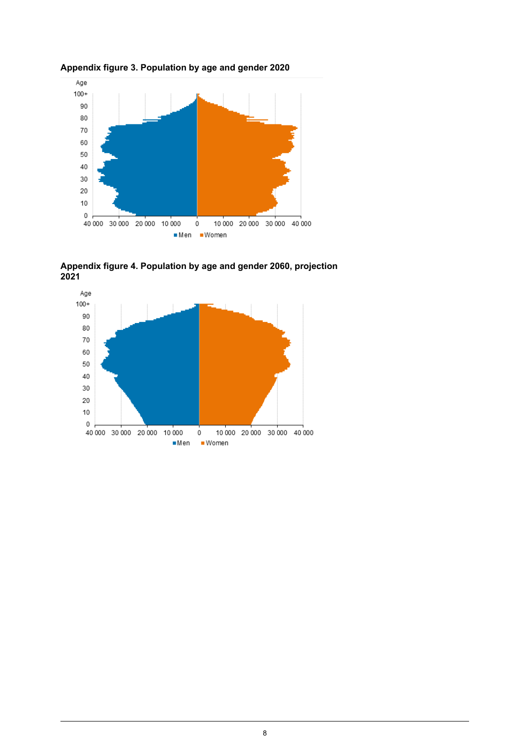**Appendix figure 3. Population by age and gender 2020**

**Appendix figure 4. Population by age and gender 2060, projection 2021**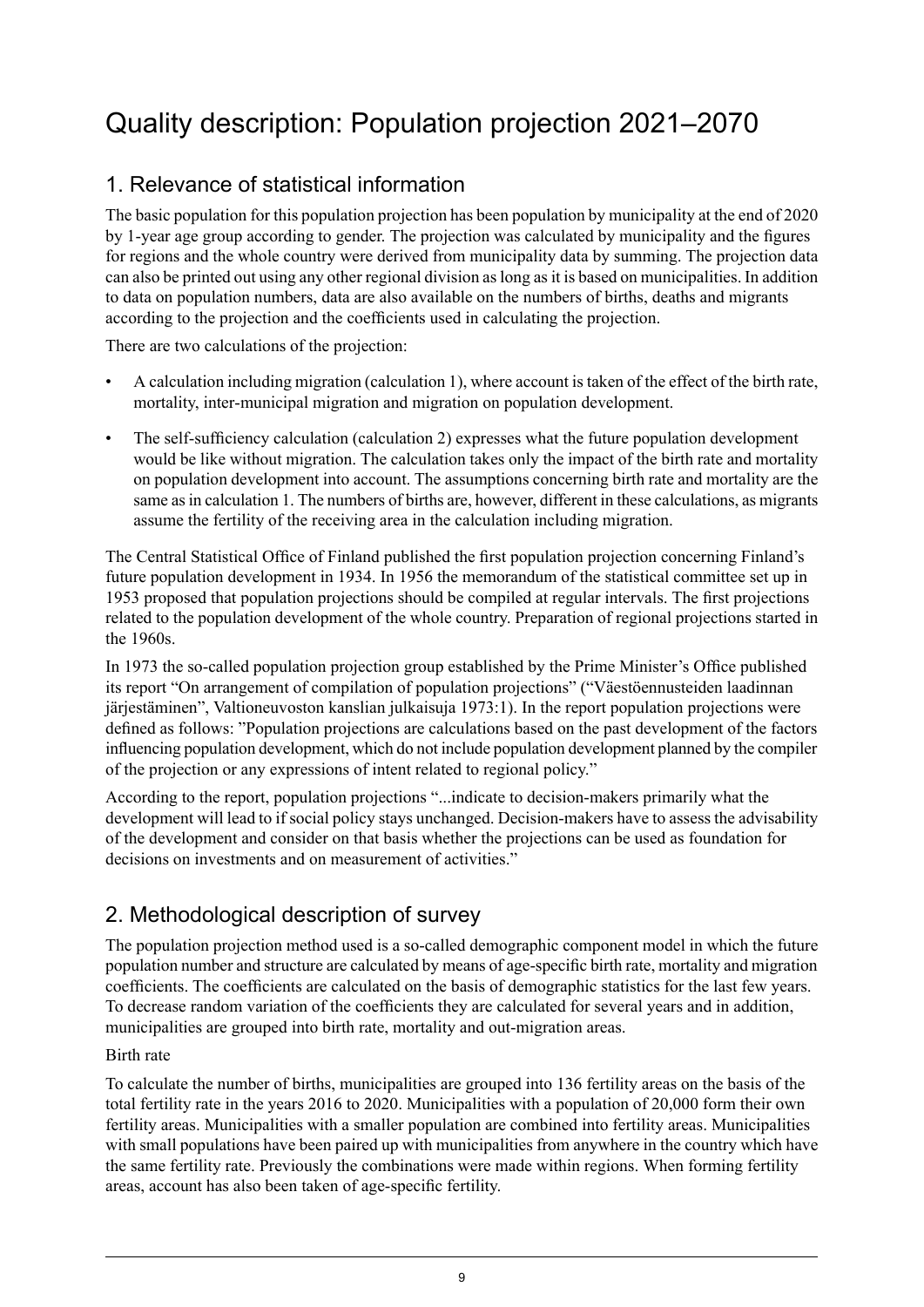# Quality description: Population projection 2021–2070

## 1. Relevance of statistical information

The basic population for this population projection has been population by municipality at the end of 2020 by 1-year age group according to gender. The projection was calculated by municipality and the figures for regions and the whole country were derived from municipality data by summing. The projection data can also be printed out using any other regional division as long as it is based on municipalities. In addition to data on population numbers, data are also available on the numbers of births, deaths and migrants according to the projection and the coefficients used in calculating the projection.

There are two calculations of the projection:

- A calculation including migration (calculation 1), where account is taken of the effect of the birth rate, mortality, inter-municipal migration and migration on population development.
- The self-sufficiency calculation (calculation 2) expresses what the future population development would be like without migration. The calculation takes only the impact of the birth rate and mortality on population development into account. The assumptions concerning birth rate and mortality are the same as in calculation 1. The numbers of births are, however, different in these calculations, as migrants assume the fertility of the receiving area in the calculation including migration.

The Central Statistical Office of Finland published the first population projection concerning Finland's future population development in 1934. In 1956 the memorandum of the statistical committee set up in 1953 proposed that population projections should be compiled at regular intervals. The first projections related to the population development of the whole country. Preparation of regional projections started in the 1960s.

In 1973 the so-called population projection group established by the Prime Minister's Office published its report "On arrangement of compilation of population projections" ("Väestöennusteiden laadinnan järjestäminen", Valtioneuvoston kanslian julkaisuja 1973:1). In the report population projections were defined as follows: "Population projections are calculations based on the past development of the factors influencing population development, which do not include population development planned by the compiler of the projection or any expressions of intent related to regional policy."

According to the report, population projections "...indicate to decision-makers primarily what the development will lead to if social policy stays unchanged. Decision-makers have to assess the advisability of the development and consider on that basis whether the projections can be used as foundation for decisions on investments and on measurement of activities."

## 2. Methodological description of survey

The population projection method used is a so-called demographic component model in which the future population number and structure are calculated by means of age-specific birth rate, mortality and migration coefficients. The coefficients are calculated on the basis of demographic statistics for the last few years. To decrease random variation of the coefficients they are calculated for several years and in addition, municipalities are grouped into birth rate, mortality and out-migration areas.

Birth rate

To calculate the number of births, municipalities are grouped into 136 fertility areas on the basis of the total fertility rate in the years 2016 to 2020. Municipalities with a population of 20,000 form their own fertility areas. Municipalities with a smaller population are combined into fertility areas. Municipalities with small populations have been paired up with municipalities from anywhere in the country which have the same fertility rate. Previously the combinations were made within regions. When forming fertility areas, account has also been taken of age-specific fertility.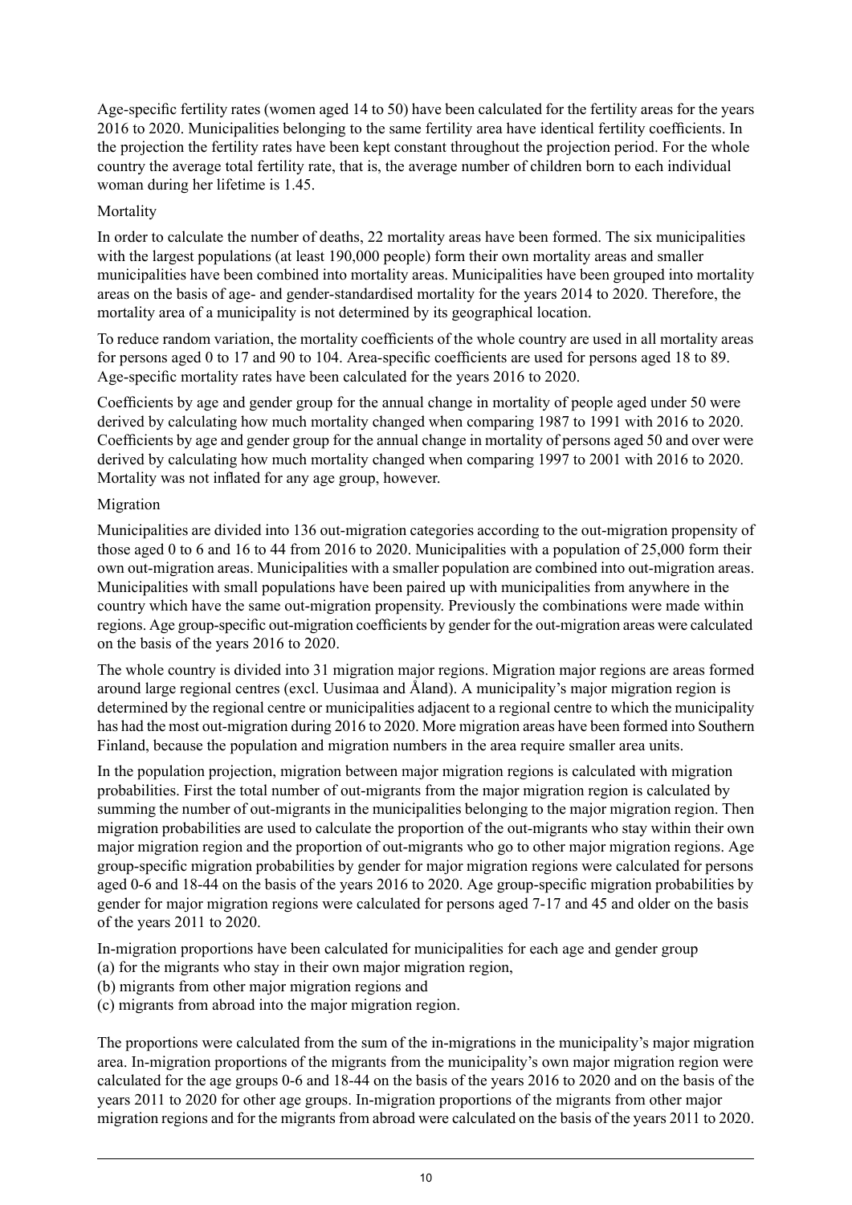Age-specific fertility rates (women aged 14 to 50) have been calculated for the fertility areas for the years 2016 to 2020. Municipalities belonging to the same fertility area have identical fertility coefficients. In the projection the fertility rates have been kept constant throughout the projection period. For the whole country the average total fertility rate, that is, the average number of children born to each individual woman during her lifetime is 1.45.

### Mortality

In order to calculate the number of deaths, 22 mortality areas have been formed. The six municipalities with the largest populations (at least 190,000 people) form their own mortality areas and smaller municipalities have been combined into mortality areas. Municipalities have been grouped into mortality areas on the basis of age- and gender-standardised mortality for the years 2014 to 2020. Therefore, the mortality area of a municipality is not determined by its geographical location.

To reduce random variation, the mortality coefficients of the whole country are used in all mortality areas for persons aged 0 to 17 and 90 to 104. Area-specific coefficients are used for persons aged 18 to 89. Age-specific mortality rates have been calculated for the years 2016 to 2020.

Coefficients by age and gender group for the annual change in mortality of people aged under 50 were derived by calculating how much mortality changed when comparing 1987 to 1991 with 2016 to 2020. Coefficients by age and gender group for the annual change in mortality of persons aged 50 and over were derived by calculating how much mortality changed when comparing 1997 to 2001 with 2016 to 2020. Mortality was not inflated for any age group, however.

### Migration

Municipalities are divided into 136 out-migration categories according to the out-migration propensity of those aged 0 to 6 and 16 to 44 from 2016 to 2020. Municipalities with a population of 25,000 form their own out-migration areas. Municipalities with a smaller population are combined into out-migration areas. Municipalities with small populations have been paired up with municipalities from anywhere in the country which have the same out-migration propensity. Previously the combinations were made within regions. Age group-specific out-migration coefficients by gender for the out-migration areas were calculated on the basis of the years 2016 to 2020.

The whole country is divided into 31 migration major regions. Migration major regions are areas formed around large regional centres (excl. Uusimaa and Åland). A municipality's major migration region is determined by the regional centre or municipalities adjacent to a regional centre to which the municipality has had the most out-migration during 2016 to 2020. More migration areas have been formed into Southern Finland, because the population and migration numbers in the area require smaller area units.

In the population projection, migration between major migration regions is calculated with migration probabilities. First the total number of out-migrants from the major migration region is calculated by summing the number of out-migrants in the municipalities belonging to the major migration region. Then migration probabilities are used to calculate the proportion of the out-migrants who stay within their own major migration region and the proportion of out-migrants who go to other major migration regions. Age group-specific migration probabilities by gender for major migration regions were calculated for persons aged 0-6 and 18-44 on the basis of the years 2016 to 2020. Age group-specific migration probabilities by gender for major migration regions were calculated for persons aged 7-17 and 45 and older on the basis of the years 2011 to 2020.

In-migration proportions have been calculated for municipalities for each age and gender group
(a) for the migrants who stay in their own major migration region,
(b) migrants from other major migration regions and
(c) migrants from abroad into the major migration region.

The proportions were calculated from the sum of the in-migrations in the municipality's major migration area. In-migration proportions of the migrants from the municipality's own major migration region were calculated for the age groups 0-6 and 18-44 on the basis of the years 2016 to 2020 and on the basis of the years 2011 to 2020 for other age groups. In-migration proportions of the migrants from other major migration regions and for the migrants from abroad were calculated on the basis of the years 2011 to 2020.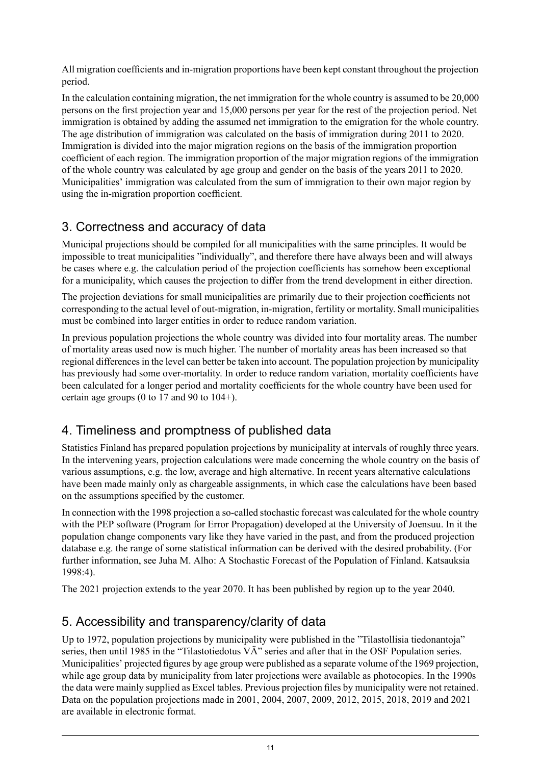All migration coefficients and in-migration proportions have been kept constant throughout the projection period.

In the calculation containing migration, the net immigration for the whole country is assumed to be 20,000 persons on the first projection year and 15,000 persons per year for the rest of the projection period. Net immigration is obtained by adding the assumed net immigration to the emigration for the whole country. The age distribution of immigration was calculated on the basis of immigration during 2011 to 2020. Immigration is divided into the major migration regions on the basis of the immigration proportion coefficient of each region. The immigration proportion of the major migration regions of the immigration of the whole country was calculated by age group and gender on the basis of the years 2011 to 2020. Municipalities' immigration was calculated from the sum of immigration to their own major region by using the in-migration proportion coefficient.

## 3. Correctness and accuracy of data

Municipal projections should be compiled for all municipalities with the same principles. It would be impossible to treat municipalities "individually", and therefore there have always been and will always be cases where e.g. the calculation period of the projection coefficients has somehow been exceptional for a municipality, which causes the projection to differ from the trend development in either direction.

The projection deviations for small municipalities are primarily due to their projection coefficients not corresponding to the actual level of out-migration, in-migration, fertility or mortality. Small municipalities must be combined into larger entities in order to reduce random variation.

In previous population projections the whole country was divided into four mortality areas. The number of mortality areas used now is much higher. The number of mortality areas has been increased so that regional differences in the level can better be taken into account. The population projection by municipality has previously had some over-mortality. In order to reduce random variation, mortality coefficients have been calculated for a longer period and mortality coefficients for the whole country have been used for certain age groups (0 to 17 and 90 to 104+).

## 4. Timeliness and promptness of published data

Statistics Finland has prepared population projections by municipality at intervals of roughly three years. In the intervening years, projection calculations were made concerning the whole country on the basis of various assumptions, e.g. the low, average and high alternative. In recent years alternative calculations have been made mainly only as chargeable assignments, in which case the calculations have been based on the assumptions specified by the customer.

In connection with the 1998 projection a so-called stochastic forecast was calculated for the whole country with the PEP software (Program for Error Propagation) developed at the University of Joensuu. In it the population change components vary like they have varied in the past, and from the produced projection database e.g. the range of some statistical information can be derived with the desired probability. (For further information, see Juha M. Alho: A Stochastic Forecast of the Population of Finland. Katsauksia 1998:4).

The 2021 projection extends to the year 2070. It has been published by region up to the year 2040.

## 5. Accessibility and transparency/clarity of data

Up to 1972, population projections by municipality were published in the "Tilastollisia tiedonantoja" series, then until 1985 in the "Tilastotiedotus VÄ" series and after that in the OSF Population series. Municipalities' projected figures by age group were published as a separate volume of the 1969 projection, while age group data by municipality from later projections were available as photocopies. In the 1990s the data were mainly supplied as Excel tables. Previous projection files by municipality were not retained. Data on the population projections made in 2001, 2004, 2007, 2009, 2012, 2015, 2018, 2019 and 2021 are available in electronic format.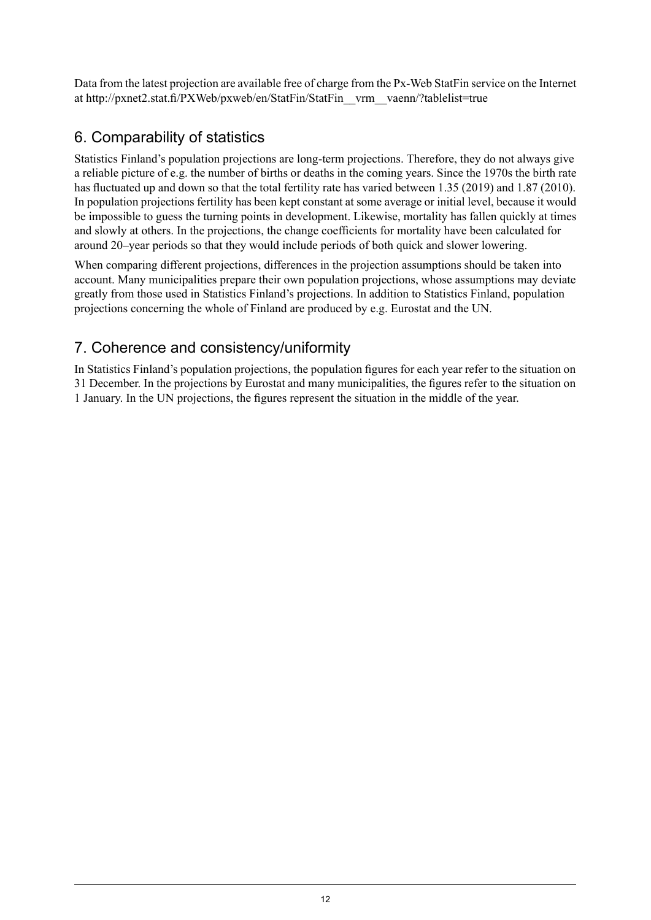Data from the latest projection are available free of charge from the Px-Web StatFin service on the Internet at http://pxnet2.stat.fi/PXWeb/pxweb/en/StatFin/StatFin__vrm__vaenn/?tablelist=true

## 6. Comparability of statistics

Statistics Finland's population projections are long-term projections. Therefore, they do not always give a reliable picture of e.g. the number of births or deaths in the coming years. Since the 1970s the birth rate has fluctuated up and down so that the total fertility rate has varied between 1.35 (2019) and 1.87 (2010). In population projections fertility has been kept constant at some average or initial level, because it would be impossible to guess the turning points in development. Likewise, mortality has fallen quickly at times and slowly at others. In the projections, the change coefficients for mortality have been calculated for around 20–year periods so that they would include periods of both quick and slower lowering.

When comparing different projections, differences in the projection assumptions should be taken into account. Many municipalities prepare their own population projections, whose assumptions may deviate greatly from those used in Statistics Finland's projections. In addition to Statistics Finland, population projections concerning the whole of Finland are produced by e.g. Eurostat and the UN.

## 7. Coherence and consistency/uniformity

In Statistics Finland's population projections, the population figures for each year refer to the situation on 31 December. In the projections by Eurostat and many municipalities, the figures refer to the situation on 1 January. In the UN projections, the figures represent the situation in the middle of the year.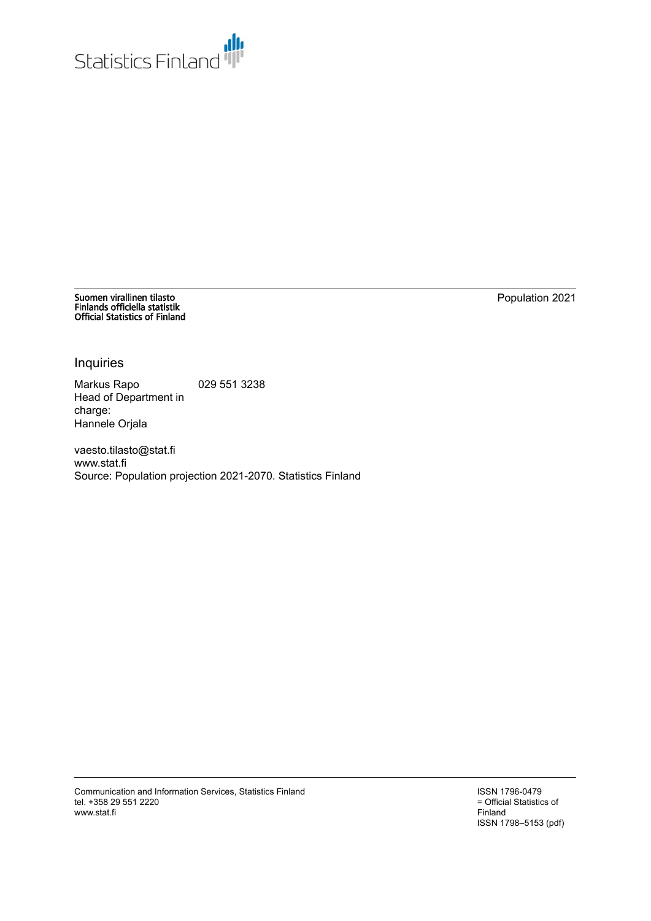Statistics Finland

Suomen virallinen tilasto
Finlands officiella statistik
Official Statistics of Finland

Population 2021

## Inquiries

| | |
|---|---|
| Markus Rapo | 029 551 3238 |
| Head of Department in charge: Hannele Orjala | |

vaesto.tilasto@stat.fi
www.stat.fi
Source: Population projection 2021-2070. Statistics Finland

Communication and Information Services, Statistics Finland
tel. +358 29 551 2220
www.stat.fi

ISSN 1796-0479
= Official Statistics of Finland
ISSN 1798–5153 (pdf)